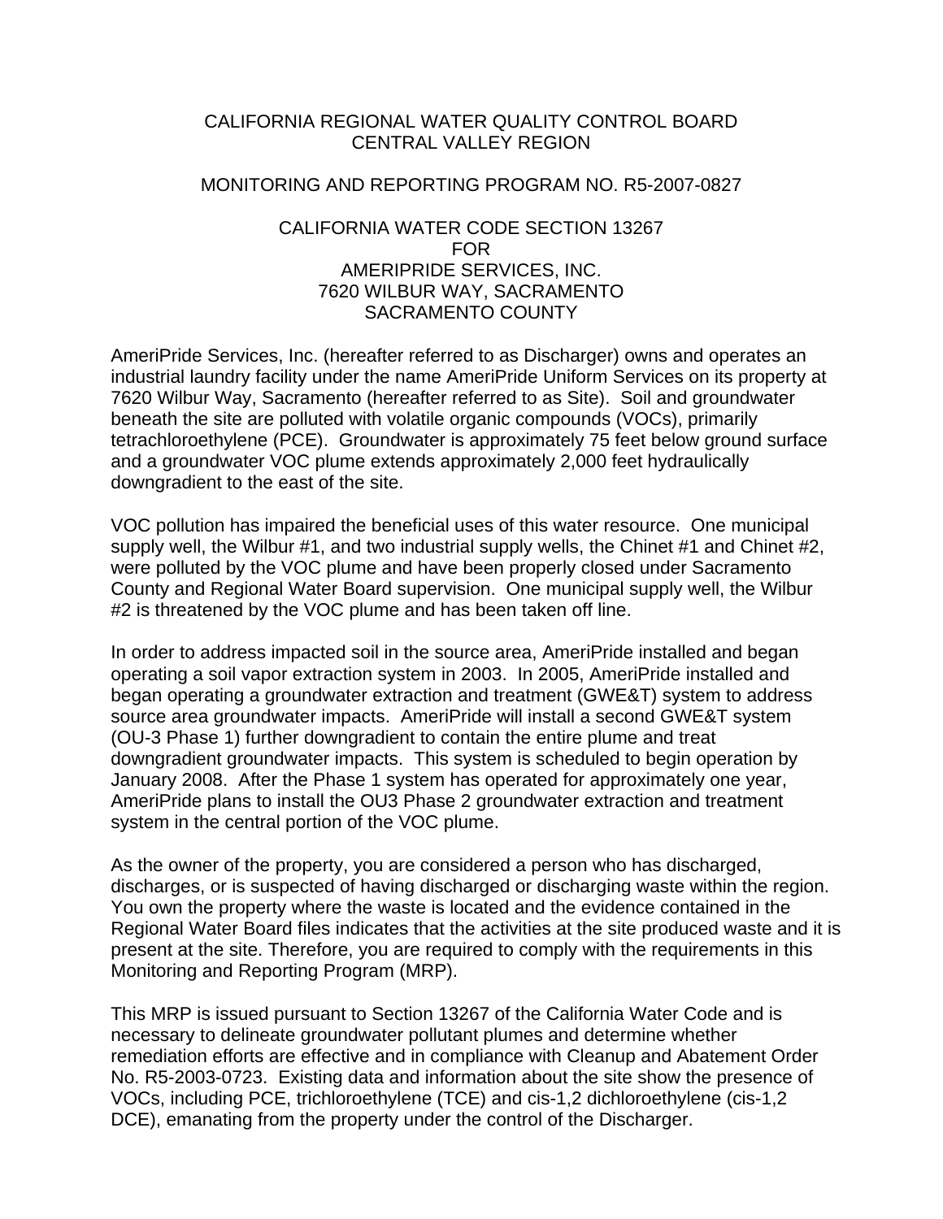CALIFORNIA REGIONAL WATER QUALITY CONTROL BOARD
CENTRAL VALLEY REGION

MONITORING AND REPORTING PROGRAM NO. R5-2007-0827

CALIFORNIA WATER CODE SECTION 13267
FOR
AMERIPRIDE SERVICES, INC.
7620 WILBUR WAY, SACRAMENTO
SACRAMENTO COUNTY

AmeriPride Services, Inc. (hereafter referred to as Discharger) owns and operates an industrial laundry facility under the name AmeriPride Uniform Services on its property at 7620 Wilbur Way, Sacramento (hereafter referred to as Site). Soil and groundwater beneath the site are polluted with volatile organic compounds (VOCs), primarily tetrachloroethylene (PCE). Groundwater is approximately 75 feet below ground surface and a groundwater VOC plume extends approximately 2,000 feet hydraulically downgradient to the east of the site.

VOC pollution has impaired the beneficial uses of this water resource. One municipal supply well, the Wilbur #1, and two industrial supply wells, the Chinet #1 and Chinet #2, were polluted by the VOC plume and have been properly closed under Sacramento County and Regional Water Board supervision. One municipal supply well, the Wilbur #2 is threatened by the VOC plume and has been taken off line.

In order to address impacted soil in the source area, AmeriPride installed and began operating a soil vapor extraction system in 2003. In 2005, AmeriPride installed and began operating a groundwater extraction and treatment (GWE&T) system to address source area groundwater impacts. AmeriPride will install a second GWE&T system (OU-3 Phase 1) further downgradient to contain the entire plume and treat downgradient groundwater impacts. This system is scheduled to begin operation by January 2008. After the Phase 1 system has operated for approximately one year, AmeriPride plans to install the OU3 Phase 2 groundwater extraction and treatment system in the central portion of the VOC plume.

As the owner of the property, you are considered a person who has discharged, discharges, or is suspected of having discharged or discharging waste within the region. You own the property where the waste is located and the evidence contained in the Regional Water Board files indicates that the activities at the site produced waste and it is present at the site. Therefore, you are required to comply with the requirements in this Monitoring and Reporting Program (MRP).

This MRP is issued pursuant to Section 13267 of the California Water Code and is necessary to delineate groundwater pollutant plumes and determine whether remediation efforts are effective and in compliance with Cleanup and Abatement Order No. R5-2003-0723. Existing data and information about the site show the presence of VOCs, including PCE, trichloroethylene (TCE) and cis-1,2 dichloroethylene (cis-1,2 DCE), emanating from the property under the control of the Discharger.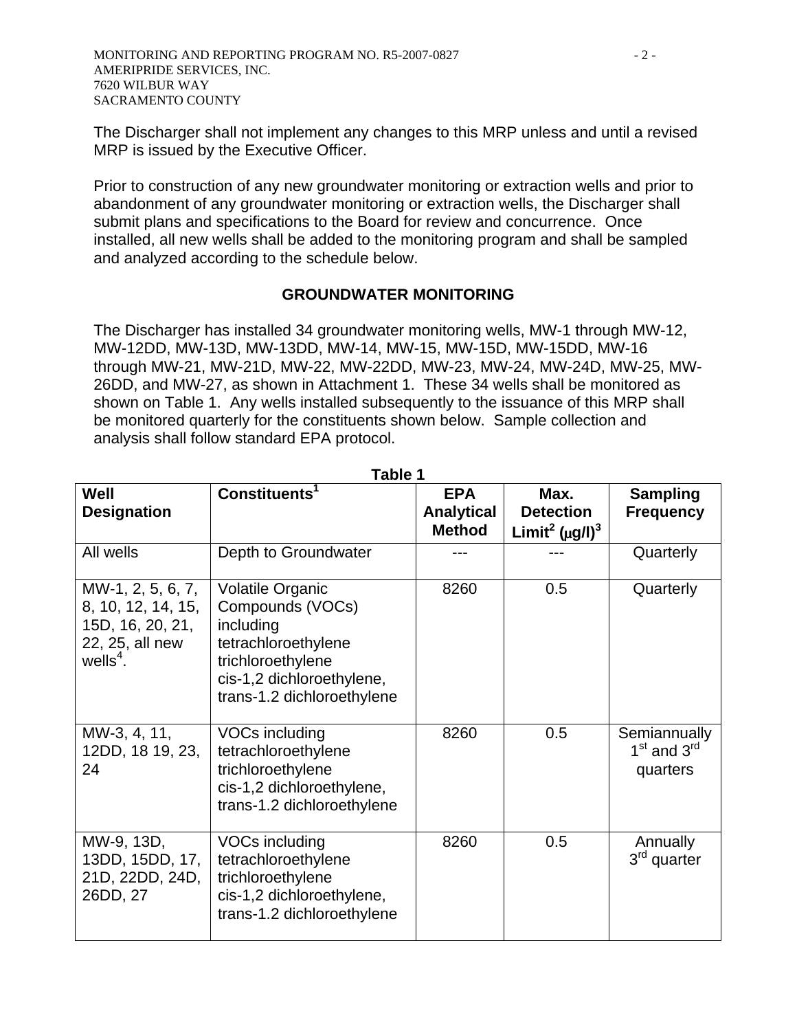The Discharger shall not implement any changes to this MRP unless and until a revised MRP is issued by the Executive Officer.

Prior to construction of any new groundwater monitoring or extraction wells and prior to abandonment of any groundwater monitoring or extraction wells, the Discharger shall submit plans and specifications to the Board for review and concurrence. Once installed, all new wells shall be added to the monitoring program and shall be sampled and analyzed according to the schedule below.

## GROUNDWATER MONITORING

The Discharger has installed 34 groundwater monitoring wells, MW-1 through MW-12, MW-12DD, MW-13D, MW-13DD, MW-14, MW-15, MW-15D, MW-15DD, MW-16 through MW-21, MW-21D, MW-22, MW-22DD, MW-23, MW-24, MW-24D, MW-25, MW-26DD, and MW-27, as shown in Attachment 1. These 34 wells shall be monitored as shown on Table 1. Any wells installed subsequently to the issuance of this MRP shall be monitored quarterly for the constituents shown below. Sample collection and analysis shall follow standard EPA protocol.

**Table 1**

| Well Designation | Constituents[1] | EPA Analytical Method | Max. Detection Limit[2] (μg/l)[3] | Sampling Frequency |
|---|---|---|---|---|
| All wells | Depth to Groundwater | --- | --- | Quarterly |
| MW-1, 2, 5, 6, 7, 8, 10, 12, 14, 15, 15D, 16, 20, 21, 22, 25, all new wells[4]. | Volatile Organic Compounds (VOCs) including tetrachloroethylene trichloroethylene cis-1,2 dichloroethylene, trans-1.2 dichloroethylene | 8260 | 0.5 | Quarterly |
| MW-3, 4, 11, 12DD, 18 19, 23, 24 | VOCs including tetrachloroethylene trichloroethylene cis-1,2 dichloroethylene, trans-1.2 dichloroethylene | 8260 | 0.5 | Semiannually 1st and 3rd quarters |
| MW-9, 13D, 13DD, 15DD, 17, 21D, 22DD, 24D, 26DD, 27 | VOCs including tetrachloroethylene trichloroethylene cis-1,2 dichloroethylene, trans-1.2 dichloroethylene | 8260 | 0.5 | Annually 3rd quarter |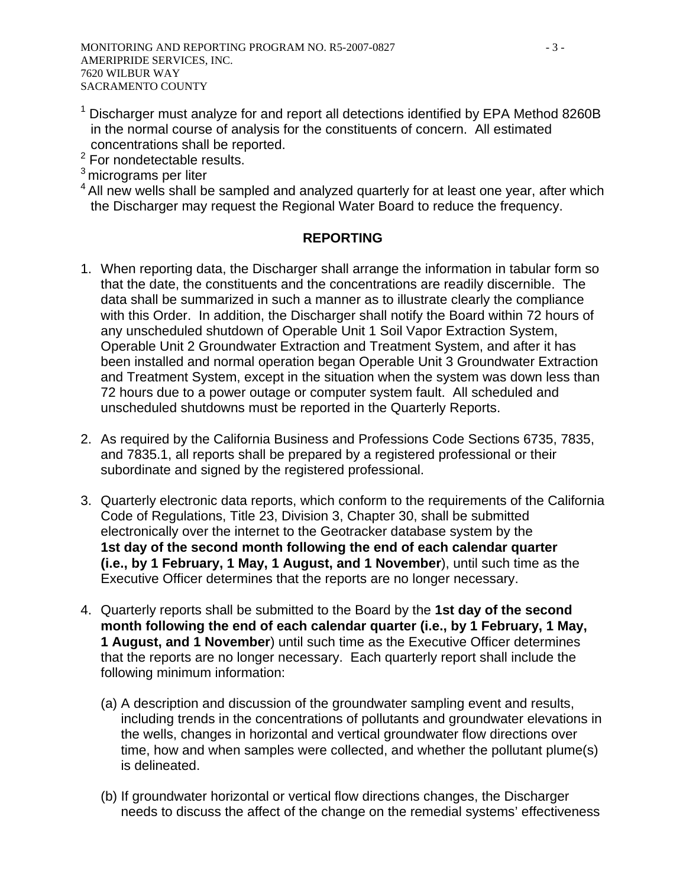[1] Discharger must analyze for and report all detections identified by EPA Method 8260B in the normal course of analysis for the constituents of concern. All estimated concentrations shall be reported.
[2] For nondetectable results.
[3] micrograms per liter
[4] All new wells shall be sampled and analyzed quarterly for at least one year, after which the Discharger may request the Regional Water Board to reduce the frequency.

## REPORTING

1. When reporting data, the Discharger shall arrange the information in tabular form so that the date, the constituents and the concentrations are readily discernible. The data shall be summarized in such a manner as to illustrate clearly the compliance with this Order. In addition, the Discharger shall notify the Board within 72 hours of any unscheduled shutdown of Operable Unit 1 Soil Vapor Extraction System, Operable Unit 2 Groundwater Extraction and Treatment System, and after it has been installed and normal operation began Operable Unit 3 Groundwater Extraction and Treatment System, except in the situation when the system was down less than 72 hours due to a power outage or computer system fault. All scheduled and unscheduled shutdowns must be reported in the Quarterly Reports.

2. As required by the California Business and Professions Code Sections 6735, 7835, and 7835.1, all reports shall be prepared by a registered professional or their subordinate and signed by the registered professional.

3. Quarterly electronic data reports, which conform to the requirements of the California Code of Regulations, Title 23, Division 3, Chapter 30, shall be submitted electronically over the internet to the Geotracker database system by the **1st day of the second month following the end of each calendar quarter (i.e., by 1 February, 1 May, 1 August, and 1 November**), until such time as the Executive Officer determines that the reports are no longer necessary.

4. Quarterly reports shall be submitted to the Board by the **1st day of the second month following the end of each calendar quarter (i.e., by 1 February, 1 May, 1 August, and 1 November**) until such time as the Executive Officer determines that the reports are no longer necessary. Each quarterly report shall include the following minimum information:

   (a) A description and discussion of the groundwater sampling event and results, including trends in the concentrations of pollutants and groundwater elevations in the wells, changes in horizontal and vertical groundwater flow directions over time, how and when samples were collected, and whether the pollutant plume(s) is delineated.

   (b) If groundwater horizontal or vertical flow directions changes, the Discharger needs to discuss the affect of the change on the remedial systems' effectiveness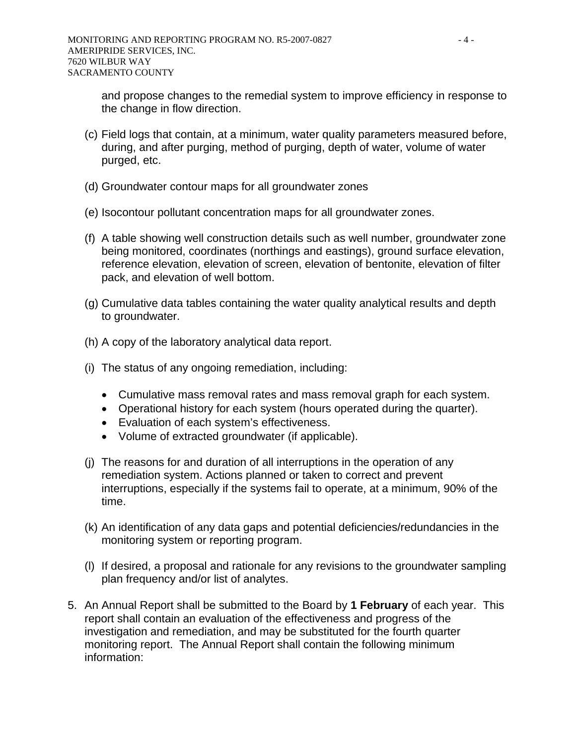and propose changes to the remedial system to improve efficiency in response to the change in flow direction.

(c) Field logs that contain, at a minimum, water quality parameters measured before, during, and after purging, method of purging, depth of water, volume of water purged, etc.

(d) Groundwater contour maps for all groundwater zones

(e) Isocontour pollutant concentration maps for all groundwater zones.

(f) A table showing well construction details such as well number, groundwater zone being monitored, coordinates (northings and eastings), ground surface elevation, reference elevation, elevation of screen, elevation of bentonite, elevation of filter pack, and elevation of well bottom.

(g) Cumulative data tables containing the water quality analytical results and depth to groundwater.

(h) A copy of the laboratory analytical data report.

(i) The status of any ongoing remediation, including:

- Cumulative mass removal rates and mass removal graph for each system.
- Operational history for each system (hours operated during the quarter).
- Evaluation of each system's effectiveness.
- Volume of extracted groundwater (if applicable).

(j) The reasons for and duration of all interruptions in the operation of any remediation system. Actions planned or taken to correct and prevent interruptions, especially if the systems fail to operate, at a minimum, 90% of the time.

(k) An identification of any data gaps and potential deficiencies/redundancies in the monitoring system or reporting program.

(l) If desired, a proposal and rationale for any revisions to the groundwater sampling plan frequency and/or list of analytes.

5. An Annual Report shall be submitted to the Board by **1 February** of each year. This report shall contain an evaluation of the effectiveness and progress of the investigation and remediation, and may be substituted for the fourth quarter monitoring report. The Annual Report shall contain the following minimum information: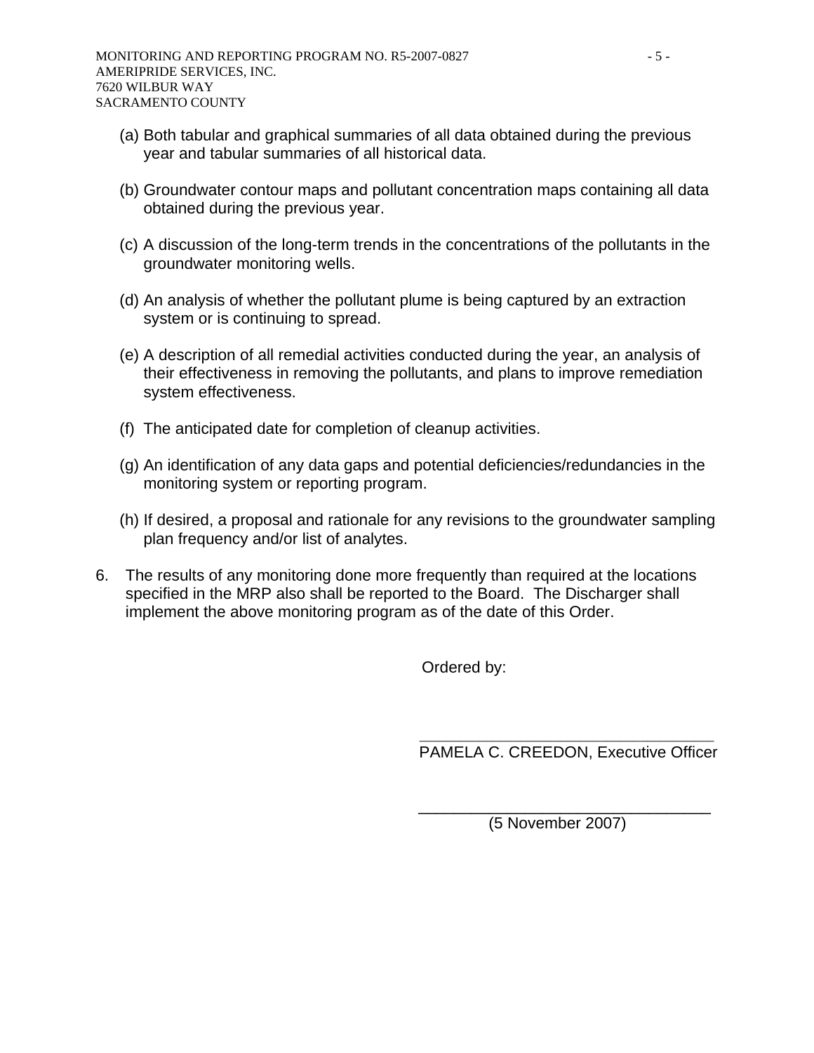(a) Both tabular and graphical summaries of all data obtained during the previous year and tabular summaries of all historical data.

(b) Groundwater contour maps and pollutant concentration maps containing all data obtained during the previous year.

(c) A discussion of the long-term trends in the concentrations of the pollutants in the groundwater monitoring wells.

(d) An analysis of whether the pollutant plume is being captured by an extraction system or is continuing to spread.

(e) A description of all remedial activities conducted during the year, an analysis of their effectiveness in removing the pollutants, and plans to improve remediation system effectiveness.

(f) The anticipated date for completion of cleanup activities.

(g) An identification of any data gaps and potential deficiencies/redundancies in the monitoring system or reporting program.

(h) If desired, a proposal and rationale for any revisions to the groundwater sampling plan frequency and/or list of analytes.

6. The results of any monitoring done more frequently than required at the locations specified in the MRP also shall be reported to the Board. The Discharger shall implement the above monitoring program as of the date of this Order.

Ordered by:

\_\_\_\_\_\_\_\_\_\_\_\_\_\_\_\_\_\_\_\_\_\_\_\_\_\_\_\_\_\_\_\_
PAMELA C. CREEDON, Executive Officer

\_\_\_\_\_\_\_\_\_\_\_\_\_\_\_\_\_\_\_\_\_\_\_\_\_\_\_\_\_\_\_\_
(5 November 2007)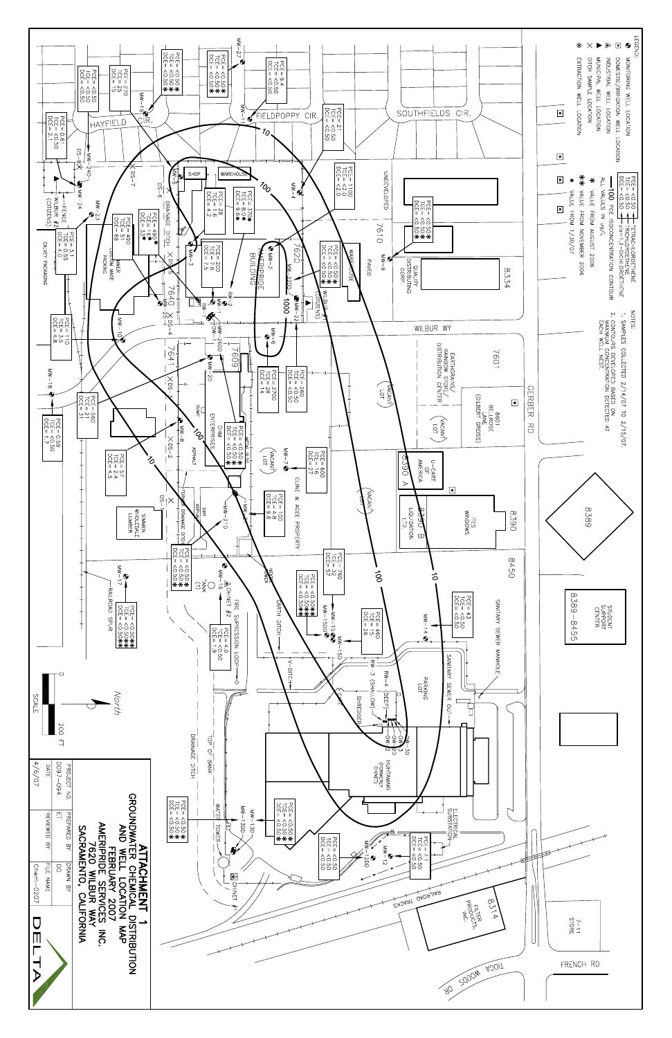# ATTACHMENT 1

## GROUNDWATER CHEMICAL DISTRIBUTION AND WELL LOCATION MAP

FEBRUARY 2007

AMERIPRIDE SERVICES INC.

7620 WILBUR WAY

SACRAMENTO, CALIFORNIA

| PROJECT NO. | PREPARED BY | DRAWN BY |
|---|---|---|
| D097-094 | ET | DD |
| DATE | REVIEWED BY | FILE NAME |
| 4/6/07 | | Chem-0207 |

DELTA

LEGEND:

- MONITORING WELL LOCATION
- DOMESTIC/IRRIGATION WELL LOCATION
- INDUSTRIAL WELL LOCATION
- MUNICIPAL WELL LOCATION
- DITCH SAMPLE LOCATION
- EXTRACTION WELL LOCATION

PCE=<0.50 TETRACHLOROETHENE
TCE=<0.50 TRICHLOROETHENE
DCE=<0.50 cis-1,2-DICHLOROETHENE

100 PCE ISOCONCENTRATION CONTOUR

ALL VALUES IN ug/L

\* VALUE FROM AUGUST 2006

\*\* VALUE FROM NOVEMBER 2006

\*\*\* VALUE FROM 1/30/07

NOTES:

1. SAMPLES COLLECTED 2/14/07 TO 2/15/07.
2. CONTOURS DEVELOPED BASED ON MAXIMUM CONCENTRATION DETECTED AT EACH WELL NEST.

North

SCALE 0 200 FT